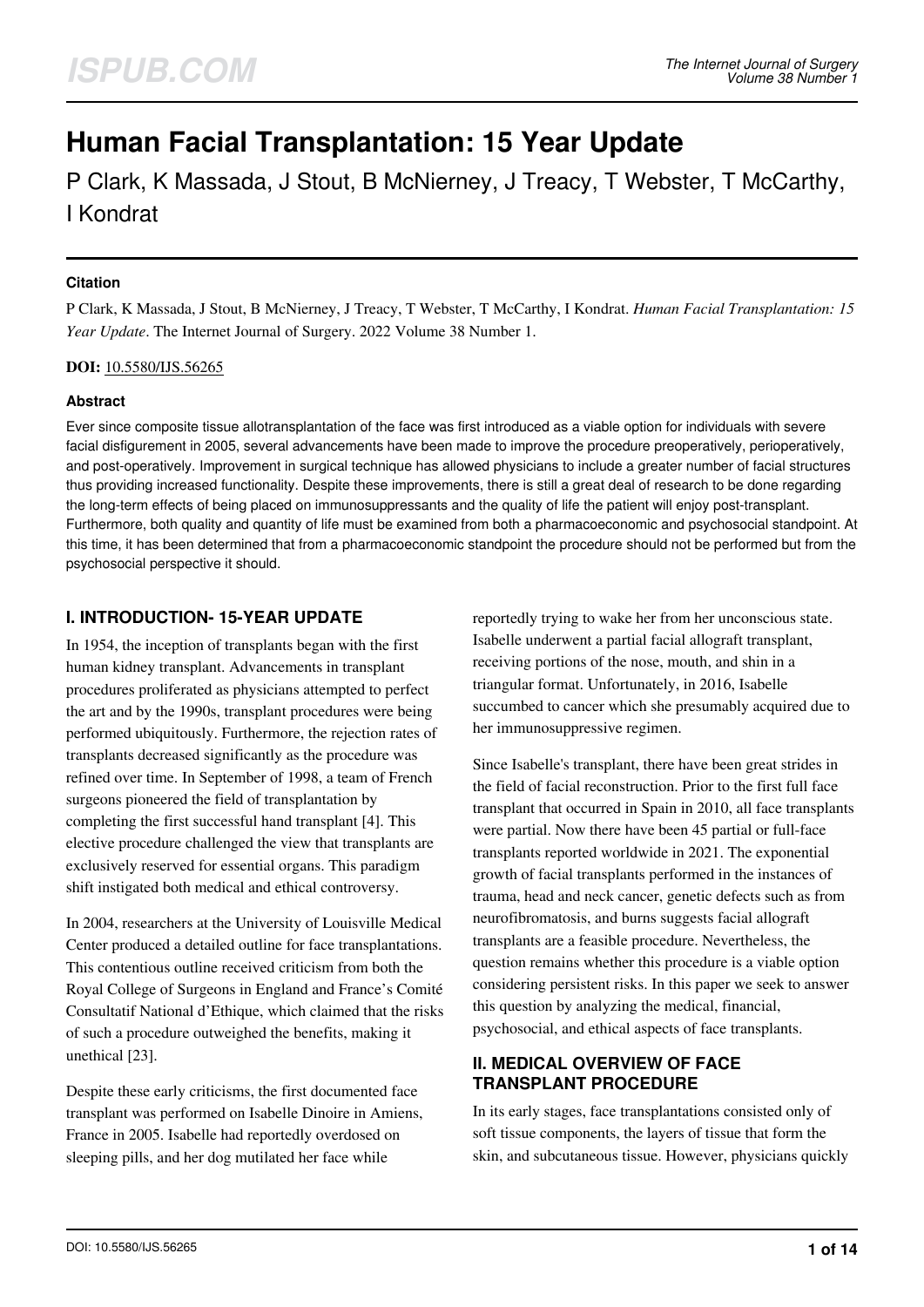# Human Facial Transplantation: 15 Year Update

P Clark, K Massada, J Stout, B McNierney, J Treacy, T Webster, T McCarthy, I Kondrat

### Citation

P Clark, K Massada, J Stout, B McNierney, J Treacy, T Webster, T McCarthy, I Kondrat. *Human Facial Transplantation: 15 Year Update*. The Internet Journal of Surgery. 2022 Volume 38 Number 1.

**DOI:** 10.5580/IJS.56265

### Abstract

Ever since composite tissue allotransplantation of the face was first introduced as a viable option for individuals with severe facial disfigurement in 2005, several advancements have been made to improve the procedure preoperatively, perioperatively, and post-operatively. Improvement in surgical technique has allowed physicians to include a greater number of facial structures thus providing increased functionality. Despite these improvements, there is still a great deal of research to be done regarding the long-term effects of being placed on immunosuppressants and the quality of life the patient will enjoy post-transplant. Furthermore, both quality and quantity of life must be examined from both a pharmacoeconomic and psychosocial standpoint. At this time, it has been determined that from a pharmacoeconomic standpoint the procedure should not be performed but from the psychosocial perspective it should.

## I. INTRODUCTION- 15-YEAR UPDATE

In 1954, the inception of transplants began with the first human kidney transplant. Advancements in transplant procedures proliferated as physicians attempted to perfect the art and by the 1990s, transplant procedures were being performed ubiquitously. Furthermore, the rejection rates of transplants decreased significantly as the procedure was refined over time. In September of 1998, a team of French surgeons pioneered the field of transplantation by completing the first successful hand transplant [4]. This elective procedure challenged the view that transplants are exclusively reserved for essential organs. This paradigm shift instigated both medical and ethical controversy.

In 2004, researchers at the University of Louisville Medical Center produced a detailed outline for face transplantations. This contentious outline received criticism from both the Royal College of Surgeons in England and France's Comité Consultatif National d'Ethique, which claimed that the risks of such a procedure outweighed the benefits, making it unethical [23].

Despite these early criticisms, the first documented face transplant was performed on Isabelle Dinoire in Amiens, France in 2005. Isabelle had reportedly overdosed on sleeping pills, and her dog mutilated her face while reportedly trying to wake her from her unconscious state. Isabelle underwent a partial facial allograft transplant, receiving portions of the nose, mouth, and shin in a triangular format. Unfortunately, in 2016, Isabelle succumbed to cancer which she presumably acquired due to her immunosuppressive regimen.

Since Isabelle's transplant, there have been great strides in the field of facial reconstruction. Prior to the first full face transplant that occurred in Spain in 2010, all face transplants were partial. Now there have been 45 partial or full-face transplants reported worldwide in 2021. The exponential growth of facial transplants performed in the instances of trauma, head and neck cancer, genetic defects such as from neurofibromatosis, and burns suggests facial allograft transplants are a feasible procedure. Nevertheless, the question remains whether this procedure is a viable option considering persistent risks. In this paper we seek to answer this question by analyzing the medical, financial, psychosocial, and ethical aspects of face transplants.

## II. MEDICAL OVERVIEW OF FACE TRANSPLANT PROCEDURE

In its early stages, face transplantations consisted only of soft tissue components, the layers of tissue that form the skin, and subcutaneous tissue. However, physicians quickly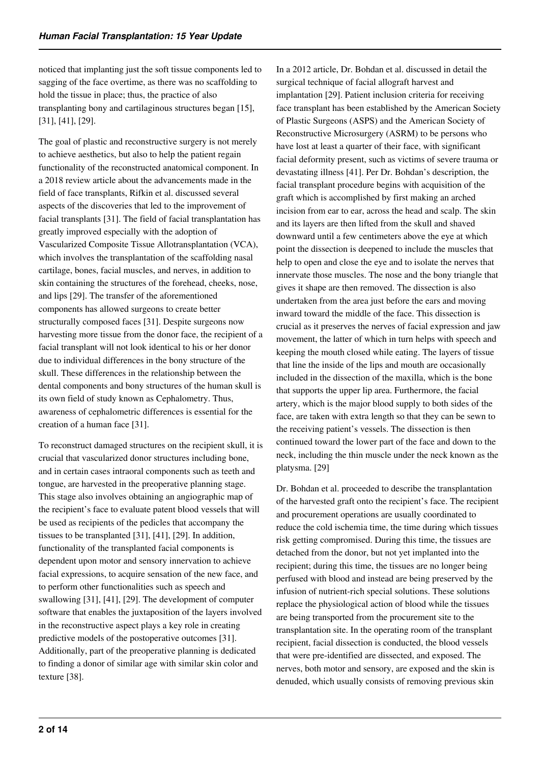noticed that implanting just the soft tissue components led to sagging of the face overtime, as there was no scaffolding to hold the tissue in place; thus, the practice of also transplanting bony and cartilaginous structures began [15], [31], [41], [29].

The goal of plastic and reconstructive surgery is not merely to achieve aesthetics, but also to help the patient regain functionality of the reconstructed anatomical component. In a 2018 review article about the advancements made in the field of face transplants, Rifkin et al. discussed several aspects of the discoveries that led to the improvement of facial transplants [31]. The field of facial transplantation has greatly improved especially with the adoption of Vascularized Composite Tissue Allotransplantation (VCA), which involves the transplantation of the scaffolding nasal cartilage, bones, facial muscles, and nerves, in addition to skin containing the structures of the forehead, cheeks, nose, and lips [29]. The transfer of the aforementioned components has allowed surgeons to create better structurally composed faces [31]. Despite surgeons now harvesting more tissue from the donor face, the recipient of a facial transplant will not look identical to his or her donor due to individual differences in the bony structure of the skull. These differences in the relationship between the dental components and bony structures of the human skull is its own field of study known as Cephalometry. Thus, awareness of cephalometric differences is essential for the creation of a human face [31].

To reconstruct damaged structures on the recipient skull, it is crucial that vascularized donor structures including bone, and in certain cases intraoral components such as teeth and tongue, are harvested in the preoperative planning stage. This stage also involves obtaining an angiographic map of the recipient's face to evaluate patent blood vessels that will be used as recipients of the pedicles that accompany the tissues to be transplanted [31], [41], [29]. In addition, functionality of the transplanted facial components is dependent upon motor and sensory innervation to achieve facial expressions, to acquire sensation of the new face, and to perform other functionalities such as speech and swallowing [31], [41], [29]. The development of computer software that enables the juxtaposition of the layers involved in the reconstructive aspect plays a key role in creating predictive models of the postoperative outcomes [31]. Additionally, part of the preoperative planning is dedicated to finding a donor of similar age with similar skin color and texture [38].

In a 2012 article, Dr. Bohdan et al. discussed in detail the surgical technique of facial allograft harvest and implantation [29]. Patient inclusion criteria for receiving face transplant has been established by the American Society of Plastic Surgeons (ASPS) and the American Society of Reconstructive Microsurgery (ASRM) to be persons who have lost at least a quarter of their face, with significant facial deformity present, such as victims of severe trauma or devastating illness [41]. Per Dr. Bohdan's description, the facial transplant procedure begins with acquisition of the graft which is accomplished by first making an arched incision from ear to ear, across the head and scalp. The skin and its layers are then lifted from the skull and shaved downward until a few centimeters above the eye at which point the dissection is deepened to include the muscles that help to open and close the eye and to isolate the nerves that innervate those muscles. The nose and the bony triangle that gives it shape are then removed. The dissection is also undertaken from the area just before the ears and moving inward toward the middle of the face. This dissection is crucial as it preserves the nerves of facial expression and jaw movement, the latter of which in turn helps with speech and keeping the mouth closed while eating. The layers of tissue that line the inside of the lips and mouth are occasionally included in the dissection of the maxilla, which is the bone that supports the upper lip area. Furthermore, the facial artery, which is the major blood supply to both sides of the face, are taken with extra length so that they can be sewn to the receiving patient's vessels. The dissection is then continued toward the lower part of the face and down to the neck, including the thin muscle under the neck known as the platysma. [29]

Dr. Bohdan et al. proceeded to describe the transplantation of the harvested graft onto the recipient's face. The recipient and procurement operations are usually coordinated to reduce the cold ischemia time, the time during which tissues risk getting compromised. During this time, the tissues are detached from the donor, but not yet implanted into the recipient; during this time, the tissues are no longer being perfused with blood and instead are being preserved by the infusion of nutrient-rich special solutions. These solutions replace the physiological action of blood while the tissues are being transported from the procurement site to the transplantation site. In the operating room of the transplant recipient, facial dissection is conducted, the blood vessels that were pre-identified are dissected, and exposed. The nerves, both motor and sensory, are exposed and the skin is denuded, which usually consists of removing previous skin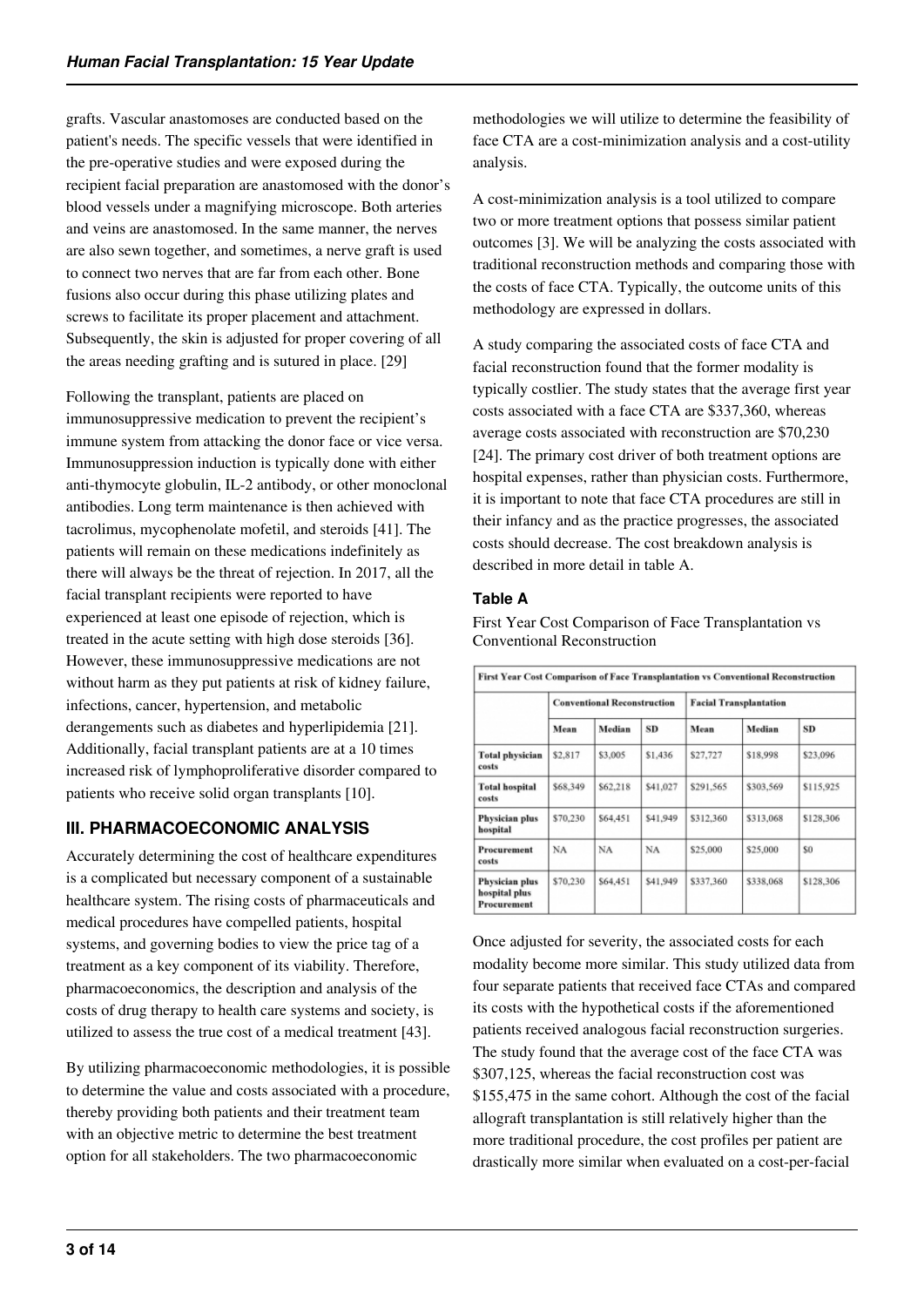grafts. Vascular anastomoses are conducted based on the patient's needs. The specific vessels that were identified in the pre-operative studies and were exposed during the recipient facial preparation are anastomosed with the donor's blood vessels under a magnifying microscope. Both arteries and veins are anastomosed. In the same manner, the nerves are also sewn together, and sometimes, a nerve graft is used to connect two nerves that are far from each other. Bone fusions also occur during this phase utilizing plates and screws to facilitate its proper placement and attachment. Subsequently, the skin is adjusted for proper covering of all the areas needing grafting and is sutured in place. [29]

Following the transplant, patients are placed on immunosuppressive medication to prevent the recipient's immune system from attacking the donor face or vice versa. Immunosuppression induction is typically done with either anti-thymocyte globulin, IL-2 antibody, or other monoclonal antibodies. Long term maintenance is then achieved with tacrolimus, mycophenolate mofetil, and steroids [41]. The patients will remain on these medications indefinitely as there will always be the threat of rejection. In 2017, all the facial transplant recipients were reported to have experienced at least one episode of rejection, which is treated in the acute setting with high dose steroids [36]. However, these immunosuppressive medications are not without harm as they put patients at risk of kidney failure, infections, cancer, hypertension, and metabolic derangements such as diabetes and hyperlipidemia [21]. Additionally, facial transplant patients are at a 10 times increased risk of lymphoproliferative disorder compared to patients who receive solid organ transplants [10].

## III. PHARMACOECONOMIC ANALYSIS

Accurately determining the cost of healthcare expenditures is a complicated but necessary component of a sustainable healthcare system. The rising costs of pharmaceuticals and medical procedures have compelled patients, hospital systems, and governing bodies to view the price tag of a treatment as a key component of its viability. Therefore, pharmacoeconomics, the description and analysis of the costs of drug therapy to health care systems and society, is utilized to assess the true cost of a medical treatment [43].

By utilizing pharmacoeconomic methodologies, it is possible to determine the value and costs associated with a procedure, thereby providing both patients and their treatment team with an objective metric to determine the best treatment option for all stakeholders. The two pharmacoeconomic methodologies we will utilize to determine the feasibility of face CTA are a cost-minimization analysis and a cost-utility analysis.

A cost-minimization analysis is a tool utilized to compare two or more treatment options that possess similar patient outcomes [3]. We will be analyzing the costs associated with traditional reconstruction methods and comparing those with the costs of face CTA. Typically, the outcome units of this methodology are expressed in dollars.

A study comparing the associated costs of face CTA and facial reconstruction found that the former modality is typically costlier. The study states that the average first year costs associated with a face CTA are $337,360, whereas average costs associated with reconstruction are $70,230 [24]. The primary cost driver of both treatment options are hospital expenses, rather than physician costs. Furthermore, it is important to note that face CTA procedures are still in their infancy and as the practice progresses, the associated costs should decrease. The cost breakdown analysis is described in more detail in table A.

### Table A

First Year Cost Comparison of Face Transplantation vs Conventional Reconstruction

| First Year Cost Comparison of Face Transplantation vs Conventional Reconstruction | | | | | | |
|---|---|---|---|---|---|---|
| | Conventional Reconstruction | | | Facial Transplantation | | |
| | Mean | Median | SD | Mean | Median | SD |
| Total physician costs | $2,817 | $3,005 | $1,436 | $27,727 | $18,998 | $23,096 |
| Total hospital costs | $68,349 | $62,218 | $41,027 | $291,565 | $303,569 | $115,925 |
| Physician plus hospital | $70,230 | $64,451 | $41,949 | $312,360 | $313,068 | $128,306 |
| Procurement costs | NA | NA | NA | $25,000 | $25,000 | $0 |
| Physician plus hospital plus Procurement | $70,230 | $64,451 | $41,949 | $337,360 | $338,068 | $128,306 |

Once adjusted for severity, the associated costs for each modality become more similar. This study utilized data from four separate patients that received face CTAs and compared its costs with the hypothetical costs if the aforementioned patients received analogous facial reconstruction surgeries. The study found that the average cost of the face CTA was $307,125, whereas the facial reconstruction cost was $155,475 in the same cohort. Although the cost of the facial allograft transplantation is still relatively higher than the more traditional procedure, the cost profiles per patient are drastically more similar when evaluated on a cost-per-facial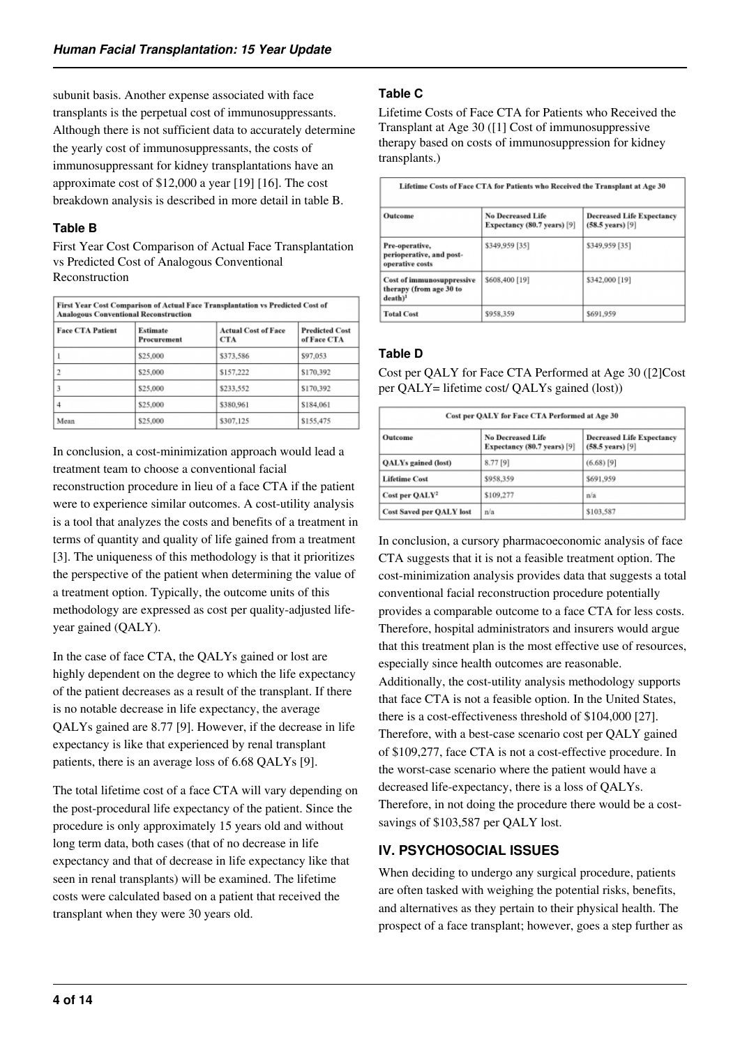subunit basis. Another expense associated with face transplants is the perpetual cost of immunosuppressants. Although there is not sufficient data to accurately determine the yearly cost of immunosuppressants, the costs of immunosuppressant for kidney transplantations have an approximate cost of $12,000 a year [19] [16]. The cost breakdown analysis is described in more detail in table B.

### Table B

First Year Cost Comparison of Actual Face Transplantation vs Predicted Cost of Analogous Conventional Reconstruction

| First Year Cost Comparison of Actual Face Transplantation vs Predicted Cost of Analogous Conventional Reconstruction | | | |
|---|---|---|---|
| Face CTA Patient | Estimate Procurement | Actual Cost of Face CTA | Predicted Cost of Face CTA |
| 1 | $25,000 | $373,586 | $97,053 |
| 2 | $25,000 | $157,222 | $170,392 |
| 3 | $25,000 | $233,552 | $170,392 |
| 4 | $25,000 | $380,961 | $184,061 |
| Mean | $25,000 | $307,125 | $155,475 |

In conclusion, a cost-minimization approach would lead a treatment team to choose a conventional facial reconstruction procedure in lieu of a face CTA if the patient were to experience similar outcomes. A cost-utility analysis is a tool that analyzes the costs and benefits of a treatment in terms of quantity and quality of life gained from a treatment [3]. The uniqueness of this methodology is that it prioritizes the perspective of the patient when determining the value of a treatment option. Typically, the outcome units of this methodology are expressed as cost per quality-adjusted life-year gained (QALY).

In the case of face CTA, the QALYs gained or lost are highly dependent on the degree to which the life expectancy of the patient decreases as a result of the transplant. If there is no notable decrease in life expectancy, the average QALYs gained are 8.77 [9]. However, if the decrease in life expectancy is like that experienced by renal transplant patients, there is an average loss of 6.68 QALYs [9].

The total lifetime cost of a face CTA will vary depending on the post-procedural life expectancy of the patient. Since the procedure is only approximately 15 years old and without long term data, both cases (that of no decrease in life expectancy and that of decrease in life expectancy like that seen in renal transplants) will be examined. The lifetime costs were calculated based on a patient that received the transplant when they were 30 years old.

### Table C

Lifetime Costs of Face CTA for Patients who Received the Transplant at Age 30 ([1] Cost of immunosuppressive therapy based on costs of immunosuppression for kidney transplants.)

| Lifetime Costs of Face CTA for Patients who Received the Transplant at Age 30 | | |
|---|---|---|
| Outcome | No Decreased Life Expectancy (80.7 years) [9] | Decreased Life Expectancy (58.5 years) [9] |
| Pre-operative, perioperative, and post-operative costs | $349,959 [35] | $349,959 [35] |
| Cost of immunosuppressive therapy (from age 30 to death)[1] | $608,400 [19] | $342,000 [19] |
| Total Cost | $958,359 | $691,959 |

### Table D

Cost per QALY for Face CTA Performed at Age 30 ([2]Cost per QALY= lifetime cost/ QALYs gained (lost))

| Cost per QALY for Face CTA Performed at Age 30 | | |
|---|---|---|
| Outcome | No Decreased Life Expectancy (80.7 years) [9] | Decreased Life Expectancy (58.5 years) [9] |
| QALYs gained (lost) | 8.77 [9] | (6.68) [9] |
| Lifetime Cost | $958,359 | $691,959 |
| Cost per QALY[2] | $109,277 | n/a |
| Cost Saved per QALY lost | n/a | $103,587 |

In conclusion, a cursory pharmacoeconomic analysis of face CTA suggests that it is not a feasible treatment option. The cost-minimization analysis provides data that suggests a total conventional facial reconstruction procedure potentially provides a comparable outcome to a face CTA for less costs. Therefore, hospital administrators and insurers would argue that this treatment plan is the most effective use of resources, especially since health outcomes are reasonable. Additionally, the cost-utility analysis methodology supports that face CTA is not a feasible option. In the United States, there is a cost-effectiveness threshold of $104,000 [27]. Therefore, with a best-case scenario cost per QALY gained of $109,277, face CTA is not a cost-effective procedure. In the worst-case scenario where the patient would have a decreased life-expectancy, there is a loss of QALYs. Therefore, in not doing the procedure there would be a cost-savings of $103,587 per QALY lost.

## IV. PSYCHOSOCIAL ISSUES

When deciding to undergo any surgical procedure, patients are often tasked with weighing the potential risks, benefits, and alternatives as they pertain to their physical health. The prospect of a face transplant; however, goes a step further as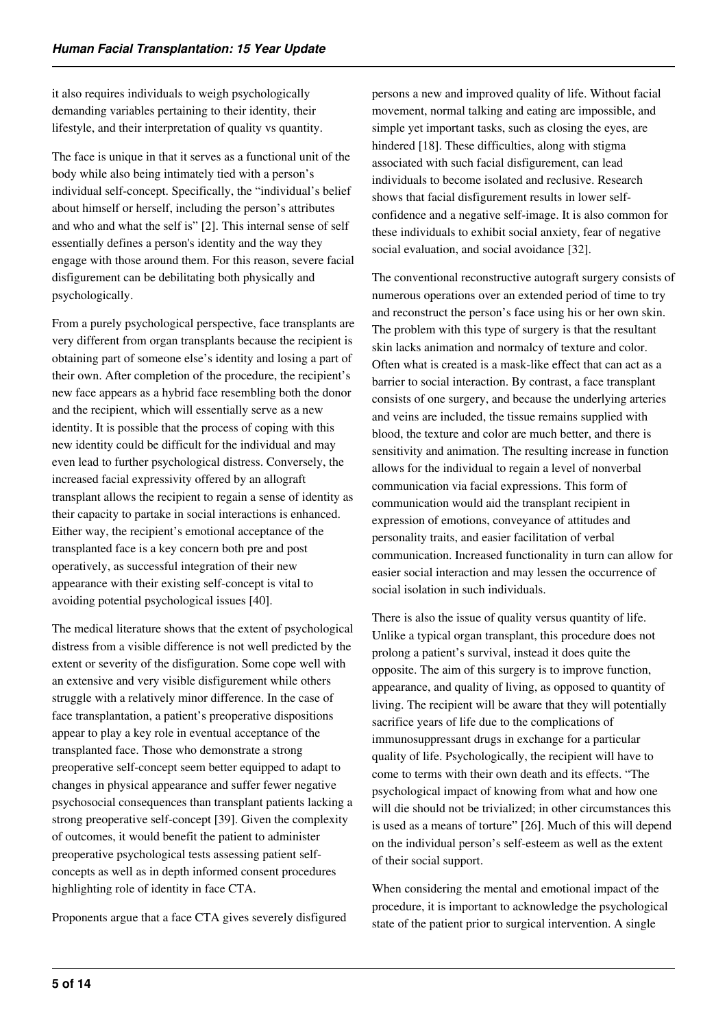it also requires individuals to weigh psychologically demanding variables pertaining to their identity, their lifestyle, and their interpretation of quality vs quantity.

The face is unique in that it serves as a functional unit of the body while also being intimately tied with a person's individual self-concept. Specifically, the "individual's belief about himself or herself, including the person's attributes and who and what the self is" [2]. This internal sense of self essentially defines a person's identity and the way they engage with those around them. For this reason, severe facial disfigurement can be debilitating both physically and psychologically.

From a purely psychological perspective, face transplants are very different from organ transplants because the recipient is obtaining part of someone else's identity and losing a part of their own. After completion of the procedure, the recipient's new face appears as a hybrid face resembling both the donor and the recipient, which will essentially serve as a new identity. It is possible that the process of coping with this new identity could be difficult for the individual and may even lead to further psychological distress. Conversely, the increased facial expressivity offered by an allograft transplant allows the recipient to regain a sense of identity as their capacity to partake in social interactions is enhanced. Either way, the recipient's emotional acceptance of the transplanted face is a key concern both pre and post operatively, as successful integration of their new appearance with their existing self-concept is vital to avoiding potential psychological issues [40].

The medical literature shows that the extent of psychological distress from a visible difference is not well predicted by the extent or severity of the disfiguration. Some cope well with an extensive and very visible disfigurement while others struggle with a relatively minor difference. In the case of face transplantation, a patient's preoperative dispositions appear to play a key role in eventual acceptance of the transplanted face. Those who demonstrate a strong preoperative self-concept seem better equipped to adapt to changes in physical appearance and suffer fewer negative psychosocial consequences than transplant patients lacking a strong preoperative self-concept [39]. Given the complexity of outcomes, it would benefit the patient to administer preoperative psychological tests assessing patient self-concepts as well as in depth informed consent procedures highlighting role of identity in face CTA.

Proponents argue that a face CTA gives severely disfigured persons a new and improved quality of life. Without facial movement, normal talking and eating are impossible, and simple yet important tasks, such as closing the eyes, are hindered [18]. These difficulties, along with stigma associated with such facial disfigurement, can lead individuals to become isolated and reclusive. Research shows that facial disfigurement results in lower self-confidence and a negative self-image. It is also common for these individuals to exhibit social anxiety, fear of negative social evaluation, and social avoidance [32].

The conventional reconstructive autograft surgery consists of numerous operations over an extended period of time to try and reconstruct the person's face using his or her own skin. The problem with this type of surgery is that the resultant skin lacks animation and normalcy of texture and color. Often what is created is a mask-like effect that can act as a barrier to social interaction. By contrast, a face transplant consists of one surgery, and because the underlying arteries and veins are included, the tissue remains supplied with blood, the texture and color are much better, and there is sensitivity and animation. The resulting increase in function allows for the individual to regain a level of nonverbal communication via facial expressions. This form of communication would aid the transplant recipient in expression of emotions, conveyance of attitudes and personality traits, and easier facilitation of verbal communication. Increased functionality in turn can allow for easier social interaction and may lessen the occurrence of social isolation in such individuals.

There is also the issue of quality versus quantity of life. Unlike a typical organ transplant, this procedure does not prolong a patient's survival, instead it does quite the opposite. The aim of this surgery is to improve function, appearance, and quality of living, as opposed to quantity of living. The recipient will be aware that they will potentially sacrifice years of life due to the complications of immunosuppressant drugs in exchange for a particular quality of life. Psychologically, the recipient will have to come to terms with their own death and its effects. "The psychological impact of knowing from what and how one will die should not be trivialized; in other circumstances this is used as a means of torture" [26]. Much of this will depend on the individual person's self-esteem as well as the extent of their social support.

When considering the mental and emotional impact of the procedure, it is important to acknowledge the psychological state of the patient prior to surgical intervention. A single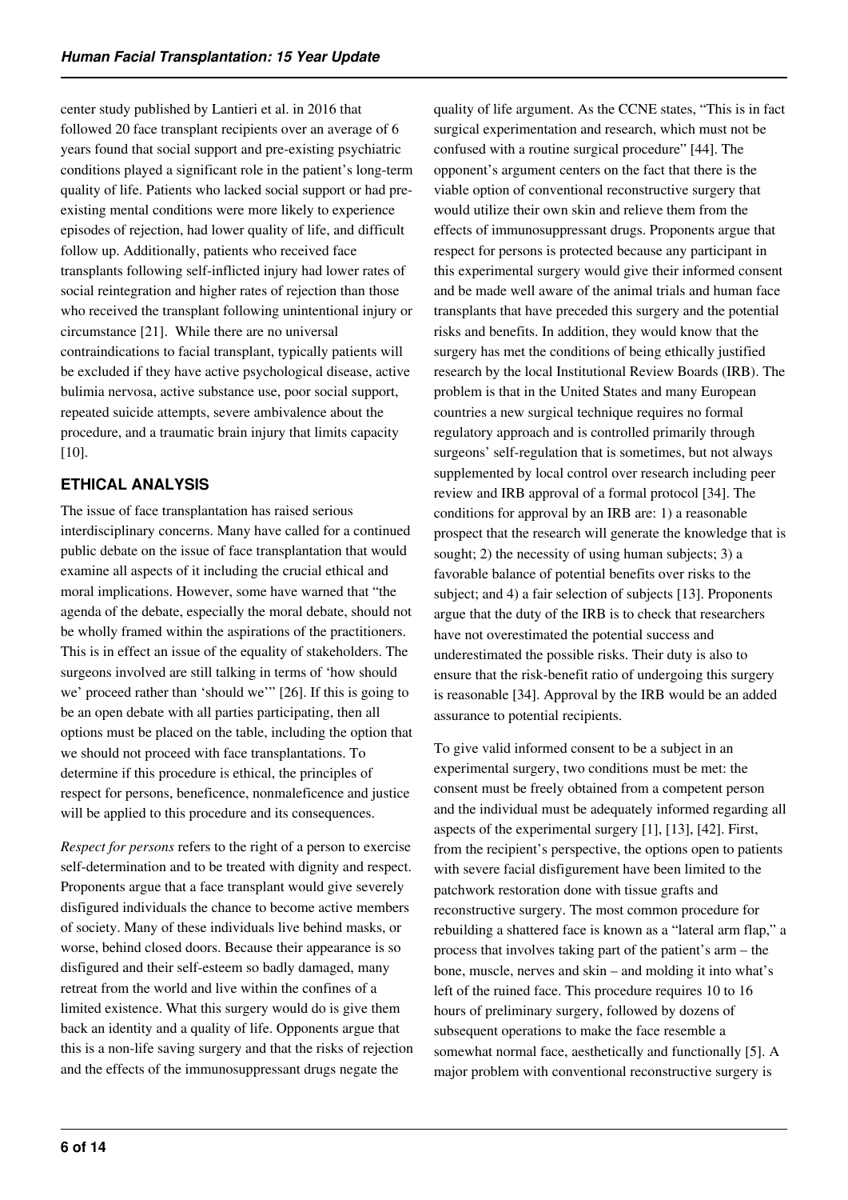center study published by Lantieri et al. in 2016 that followed 20 face transplant recipients over an average of 6 years found that social support and pre-existing psychiatric conditions played a significant role in the patient's long-term quality of life. Patients who lacked social support or had pre-existing mental conditions were more likely to experience episodes of rejection, had lower quality of life, and difficult follow up. Additionally, patients who received face transplants following self-inflicted injury had lower rates of social reintegration and higher rates of rejection than those who received the transplant following unintentional injury or circumstance [21]. While there are no universal contraindications to facial transplant, typically patients will be excluded if they have active psychological disease, active bulimia nervosa, active substance use, poor social support, repeated suicide attempts, severe ambivalence about the procedure, and a traumatic brain injury that limits capacity [10].

## ETHICAL ANALYSIS

The issue of face transplantation has raised serious interdisciplinary concerns. Many have called for a continued public debate on the issue of face transplantation that would examine all aspects of it including the crucial ethical and moral implications. However, some have warned that "the agenda of the debate, especially the moral debate, should not be wholly framed within the aspirations of the practitioners. This is in effect an issue of the equality of stakeholders. The surgeons involved are still talking in terms of 'how should we' proceed rather than 'should we'" [26]. If this is going to be an open debate with all parties participating, then all options must be placed on the table, including the option that we should not proceed with face transplantations. To determine if this procedure is ethical, the principles of respect for persons, beneficence, nonmaleficence and justice will be applied to this procedure and its consequences.

*Respect for persons* refers to the right of a person to exercise self-determination and to be treated with dignity and respect. Proponents argue that a face transplant would give severely disfigured individuals the chance to become active members of society. Many of these individuals live behind masks, or worse, behind closed doors. Because their appearance is so disfigured and their self-esteem so badly damaged, many retreat from the world and live within the confines of a limited existence. What this surgery would do is give them back an identity and a quality of life. Opponents argue that this is a non-life saving surgery and that the risks of rejection and the effects of the immunosuppressant drugs negate the quality of life argument. As the CCNE states, "This is in fact surgical experimentation and research, which must not be confused with a routine surgical procedure" [44]. The opponent's argument centers on the fact that there is the viable option of conventional reconstructive surgery that would utilize their own skin and relieve them from the effects of immunosuppressant drugs. Proponents argue that respect for persons is protected because any participant in this experimental surgery would give their informed consent and be made well aware of the animal trials and human face transplants that have preceded this surgery and the potential risks and benefits. In addition, they would know that the surgery has met the conditions of being ethically justified research by the local Institutional Review Boards (IRB). The problem is that in the United States and many European countries a new surgical technique requires no formal regulatory approach and is controlled primarily through surgeons' self-regulation that is sometimes, but not always supplemented by local control over research including peer review and IRB approval of a formal protocol [34]. The conditions for approval by an IRB are: 1) a reasonable prospect that the research will generate the knowledge that is sought; 2) the necessity of using human subjects; 3) a favorable balance of potential benefits over risks to the subject; and 4) a fair selection of subjects [13]. Proponents argue that the duty of the IRB is to check that researchers have not overestimated the potential success and underestimated the possible risks. Their duty is also to ensure that the risk-benefit ratio of undergoing this surgery is reasonable [34]. Approval by the IRB would be an added assurance to potential recipients.

To give valid informed consent to be a subject in an experimental surgery, two conditions must be met: the consent must be freely obtained from a competent person and the individual must be adequately informed regarding all aspects of the experimental surgery [1], [13], [42]. First, from the recipient's perspective, the options open to patients with severe facial disfigurement have been limited to the patchwork restoration done with tissue grafts and reconstructive surgery. The most common procedure for rebuilding a shattered face is known as a "lateral arm flap," a process that involves taking part of the patient's arm – the bone, muscle, nerves and skin – and molding it into what's left of the ruined face. This procedure requires 10 to 16 hours of preliminary surgery, followed by dozens of subsequent operations to make the face resemble a somewhat normal face, aesthetically and functionally [5]. A major problem with conventional reconstructive surgery is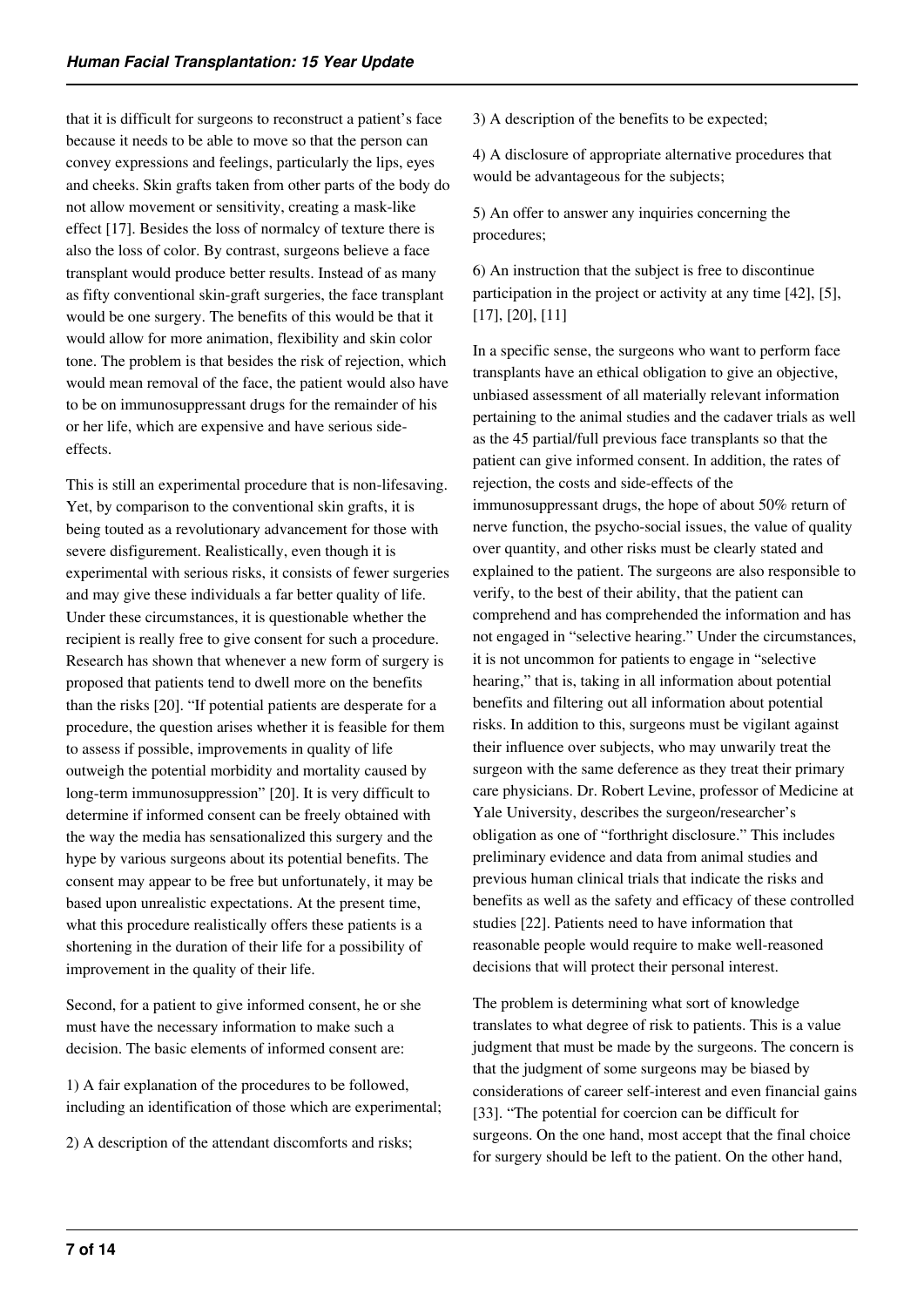that it is difficult for surgeons to reconstruct a patient's face because it needs to be able to move so that the person can convey expressions and feelings, particularly the lips, eyes and cheeks. Skin grafts taken from other parts of the body do not allow movement or sensitivity, creating a mask-like effect [17]. Besides the loss of normalcy of texture there is also the loss of color. By contrast, surgeons believe a face transplant would produce better results. Instead of as many as fifty conventional skin-graft surgeries, the face transplant would be one surgery. The benefits of this would be that it would allow for more animation, flexibility and skin color tone. The problem is that besides the risk of rejection, which would mean removal of the face, the patient would also have to be on immunosuppressant drugs for the remainder of his or her life, which are expensive and have serious side-effects.

This is still an experimental procedure that is non-lifesaving. Yet, by comparison to the conventional skin grafts, it is being touted as a revolutionary advancement for those with severe disfigurement. Realistically, even though it is experimental with serious risks, it consists of fewer surgeries and may give these individuals a far better quality of life. Under these circumstances, it is questionable whether the recipient is really free to give consent for such a procedure. Research has shown that whenever a new form of surgery is proposed that patients tend to dwell more on the benefits than the risks [20]. "If potential patients are desperate for a procedure, the question arises whether it is feasible for them to assess if possible, improvements in quality of life outweigh the potential morbidity and mortality caused by long-term immunosuppression" [20]. It is very difficult to determine if informed consent can be freely obtained with the way the media has sensationalized this surgery and the hype by various surgeons about its potential benefits. The consent may appear to be free but unfortunately, it may be based upon unrealistic expectations. At the present time, what this procedure realistically offers these patients is a shortening in the duration of their life for a possibility of improvement in the quality of their life.

Second, for a patient to give informed consent, he or she must have the necessary information to make such a decision. The basic elements of informed consent are:

1) A fair explanation of the procedures to be followed, including an identification of those which are experimental;

2) A description of the attendant discomforts and risks;

3) A description of the benefits to be expected;

4) A disclosure of appropriate alternative procedures that would be advantageous for the subjects;

5) An offer to answer any inquiries concerning the procedures;

6) An instruction that the subject is free to discontinue participation in the project or activity at any time [42], [5], [17], [20], [11]

In a specific sense, the surgeons who want to perform face transplants have an ethical obligation to give an objective, unbiased assessment of all materially relevant information pertaining to the animal studies and the cadaver trials as well as the 45 partial/full previous face transplants so that the patient can give informed consent. In addition, the rates of rejection, the costs and side-effects of the immunosuppressant drugs, the hope of about 50% return of nerve function, the psycho-social issues, the value of quality over quantity, and other risks must be clearly stated and explained to the patient. The surgeons are also responsible to verify, to the best of their ability, that the patient can comprehend and has comprehended the information and has not engaged in "selective hearing." Under the circumstances, it is not uncommon for patients to engage in "selective hearing," that is, taking in all information about potential benefits and filtering out all information about potential risks. In addition to this, surgeons must be vigilant against their influence over subjects, who may unwarily treat the surgeon with the same deference as they treat their primary care physicians. Dr. Robert Levine, professor of Medicine at Yale University, describes the surgeon/researcher's obligation as one of "forthright disclosure." This includes preliminary evidence and data from animal studies and previous human clinical trials that indicate the risks and benefits as well as the safety and efficacy of these controlled studies [22]. Patients need to have information that reasonable people would require to make well-reasoned decisions that will protect their personal interest.

The problem is determining what sort of knowledge translates to what degree of risk to patients. This is a value judgment that must be made by the surgeons. The concern is that the judgment of some surgeons may be biased by considerations of career self-interest and even financial gains [33]. "The potential for coercion can be difficult for surgeons. On the one hand, most accept that the final choice for surgery should be left to the patient. On the other hand,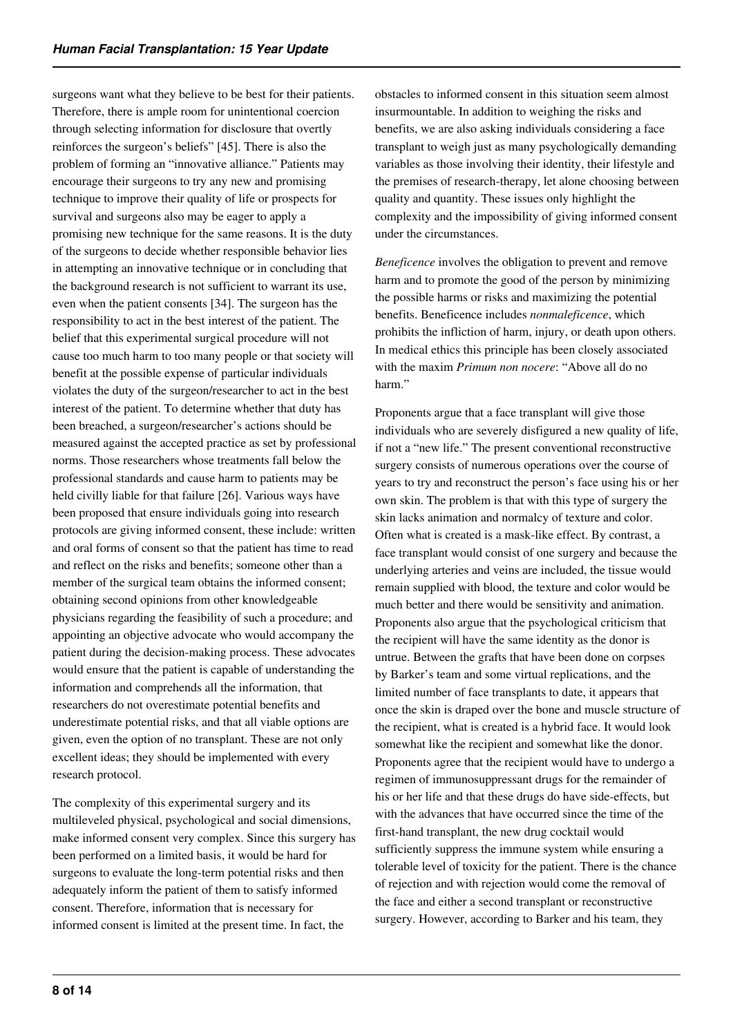surgeons want what they believe to be best for their patients. Therefore, there is ample room for unintentional coercion through selecting information for disclosure that overtly reinforces the surgeon's beliefs" [45]. There is also the problem of forming an "innovative alliance." Patients may encourage their surgeons to try any new and promising technique to improve their quality of life or prospects for survival and surgeons also may be eager to apply a promising new technique for the same reasons. It is the duty of the surgeons to decide whether responsible behavior lies in attempting an innovative technique or in concluding that the background research is not sufficient to warrant its use, even when the patient consents [34]. The surgeon has the responsibility to act in the best interest of the patient. The belief that this experimental surgical procedure will not cause too much harm to too many people or that society will benefit at the possible expense of particular individuals violates the duty of the surgeon/researcher to act in the best interest of the patient. To determine whether that duty has been breached, a surgeon/researcher's actions should be measured against the accepted practice as set by professional norms. Those researchers whose treatments fall below the professional standards and cause harm to patients may be held civilly liable for that failure [26]. Various ways have been proposed that ensure individuals going into research protocols are giving informed consent, these include: written and oral forms of consent so that the patient has time to read and reflect on the risks and benefits; someone other than a member of the surgical team obtains the informed consent; obtaining second opinions from other knowledgeable physicians regarding the feasibility of such a procedure; and appointing an objective advocate who would accompany the patient during the decision-making process. These advocates would ensure that the patient is capable of understanding the information and comprehends all the information, that researchers do not overestimate potential benefits and underestimate potential risks, and that all viable options are given, even the option of no transplant. These are not only excellent ideas; they should be implemented with every research protocol.

The complexity of this experimental surgery and its multileveled physical, psychological and social dimensions, make informed consent very complex. Since this surgery has been performed on a limited basis, it would be hard for surgeons to evaluate the long-term potential risks and then adequately inform the patient of them to satisfy informed consent. Therefore, information that is necessary for informed consent is limited at the present time. In fact, the obstacles to informed consent in this situation seem almost insurmountable. In addition to weighing the risks and benefits, we are also asking individuals considering a face transplant to weigh just as many psychologically demanding variables as those involving their identity, their lifestyle and the premises of research-therapy, let alone choosing between quality and quantity. These issues only highlight the complexity and the impossibility of giving informed consent under the circumstances.

*Beneficence* involves the obligation to prevent and remove harm and to promote the good of the person by minimizing the possible harms or risks and maximizing the potential benefits. Beneficence includes *nonmaleficence*, which prohibits the infliction of harm, injury, or death upon others. In medical ethics this principle has been closely associated with the maxim *Primum non nocere*: "Above all do no harm."

Proponents argue that a face transplant will give those individuals who are severely disfigured a new quality of life, if not a "new life." The present conventional reconstructive surgery consists of numerous operations over the course of years to try and reconstruct the person's face using his or her own skin. The problem is that with this type of surgery the skin lacks animation and normalcy of texture and color. Often what is created is a mask-like effect. By contrast, a face transplant would consist of one surgery and because the underlying arteries and veins are included, the tissue would remain supplied with blood, the texture and color would be much better and there would be sensitivity and animation. Proponents also argue that the psychological criticism that the recipient will have the same identity as the donor is untrue. Between the grafts that have been done on corpses by Barker's team and some virtual replications, and the limited number of face transplants to date, it appears that once the skin is draped over the bone and muscle structure of the recipient, what is created is a hybrid face. It would look somewhat like the recipient and somewhat like the donor. Proponents agree that the recipient would have to undergo a regimen of immunosuppressant drugs for the remainder of his or her life and that these drugs do have side-effects, but with the advances that have occurred since the time of the first-hand transplant, the new drug cocktail would sufficiently suppress the immune system while ensuring a tolerable level of toxicity for the patient. There is the chance of rejection and with rejection would come the removal of the face and either a second transplant or reconstructive surgery. However, according to Barker and his team, they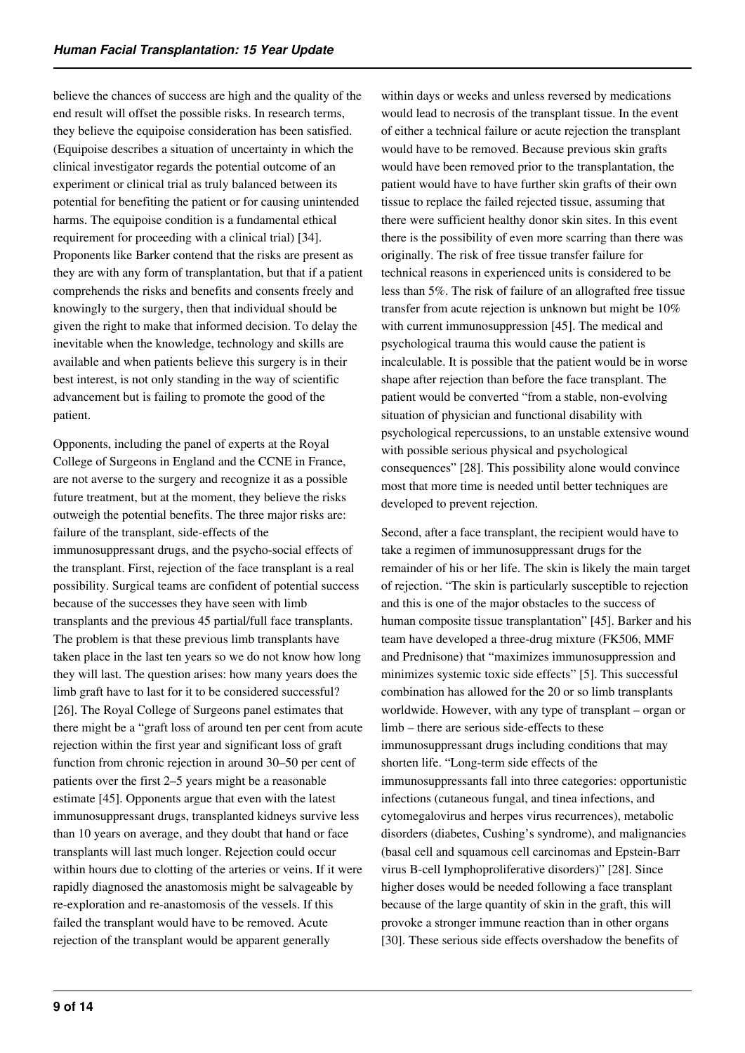believe the chances of success are high and the quality of the end result will offset the possible risks. In research terms, they believe the equipoise consideration has been satisfied. (Equipoise describes a situation of uncertainty in which the clinical investigator regards the potential outcome of an experiment or clinical trial as truly balanced between its potential for benefiting the patient or for causing unintended harms. The equipoise condition is a fundamental ethical requirement for proceeding with a clinical trial) [34]. Proponents like Barker contend that the risks are present as they are with any form of transplantation, but that if a patient comprehends the risks and benefits and consents freely and knowingly to the surgery, then that individual should be given the right to make that informed decision. To delay the inevitable when the knowledge, technology and skills are available and when patients believe this surgery is in their best interest, is not only standing in the way of scientific advancement but is failing to promote the good of the patient.

Opponents, including the panel of experts at the Royal College of Surgeons in England and the CCNE in France, are not averse to the surgery and recognize it as a possible future treatment, but at the moment, they believe the risks outweigh the potential benefits. The three major risks are: failure of the transplant, side-effects of the immunosuppressant drugs, and the psycho-social effects of the transplant. First, rejection of the face transplant is a real possibility. Surgical teams are confident of potential success because of the successes they have seen with limb transplants and the previous 45 partial/full face transplants. The problem is that these previous limb transplants have taken place in the last ten years so we do not know how long they will last. The question arises: how many years does the limb graft have to last for it to be considered successful? [26]. The Royal College of Surgeons panel estimates that there might be a "graft loss of around ten per cent from acute rejection within the first year and significant loss of graft function from chronic rejection in around 30–50 per cent of patients over the first 2–5 years might be a reasonable estimate [45]. Opponents argue that even with the latest immunosuppressant drugs, transplanted kidneys survive less than 10 years on average, and they doubt that hand or face transplants will last much longer. Rejection could occur within hours due to clotting of the arteries or veins. If it were rapidly diagnosed the anastomosis might be salvageable by re-exploration and re-anastomosis of the vessels. If this failed the transplant would have to be removed. Acute rejection of the transplant would be apparent generally within days or weeks and unless reversed by medications would lead to necrosis of the transplant tissue. In the event of either a technical failure or acute rejection the transplant would have to be removed. Because previous skin grafts would have been removed prior to the transplantation, the patient would have to have further skin grafts of their own tissue to replace the failed rejected tissue, assuming that there were sufficient healthy donor skin sites. In this event there is the possibility of even more scarring than there was originally. The risk of free tissue transfer failure for technical reasons in experienced units is considered to be less than 5%. The risk of failure of an allografted free tissue transfer from acute rejection is unknown but might be 10% with current immunosuppression [45]. The medical and psychological trauma this would cause the patient is incalculable. It is possible that the patient would be in worse shape after rejection than before the face transplant. The patient would be converted "from a stable, non-evolving situation of physician and functional disability with psychological repercussions, to an unstable extensive wound with possible serious physical and psychological consequences" [28]. This possibility alone would convince most that more time is needed until better techniques are developed to prevent rejection.

Second, after a face transplant, the recipient would have to take a regimen of immunosuppressant drugs for the remainder of his or her life. The skin is likely the main target of rejection. "The skin is particularly susceptible to rejection and this is one of the major obstacles to the success of human composite tissue transplantation" [45]. Barker and his team have developed a three-drug mixture (FK506, MMF and Prednisone) that "maximizes immunosuppression and minimizes systemic toxic side effects" [5]. This successful combination has allowed for the 20 or so limb transplants worldwide. However, with any type of transplant – organ or limb – there are serious side-effects to these immunosuppressant drugs including conditions that may shorten life. "Long-term side effects of the immunosuppressants fall into three categories: opportunistic infections (cutaneous fungal, and tinea infections, and cytomegalovirus and herpes virus recurrences), metabolic disorders (diabetes, Cushing's syndrome), and malignancies (basal cell and squamous cell carcinomas and Epstein-Barr virus B-cell lymphoproliferative disorders)" [28]. Since higher doses would be needed following a face transplant because of the large quantity of skin in the graft, this will provoke a stronger immune reaction than in other organs [30]. These serious side effects overshadow the benefits of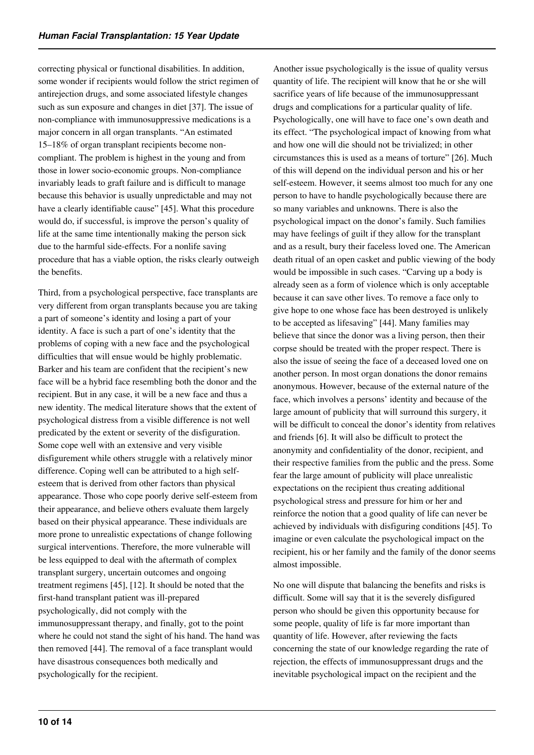correcting physical or functional disabilities. In addition, some wonder if recipients would follow the strict regimen of antirejection drugs, and some associated lifestyle changes such as sun exposure and changes in diet [37]. The issue of non-compliance with immunosuppressive medications is a major concern in all organ transplants. "An estimated 15–18% of organ transplant recipients become non-compliant. The problem is highest in the young and from those in lower socio-economic groups. Non-compliance invariably leads to graft failure and is difficult to manage because this behavior is usually unpredictable and may not have a clearly identifiable cause" [45]. What this procedure would do, if successful, is improve the person's quality of life at the same time intentionally making the person sick due to the harmful side-effects. For a nonlife saving procedure that has a viable option, the risks clearly outweigh the benefits.

Third, from a psychological perspective, face transplants are very different from organ transplants because you are taking a part of someone's identity and losing a part of your identity. A face is such a part of one's identity that the problems of coping with a new face and the psychological difficulties that will ensue would be highly problematic. Barker and his team are confident that the recipient's new face will be a hybrid face resembling both the donor and the recipient. But in any case, it will be a new face and thus a new identity. The medical literature shows that the extent of psychological distress from a visible difference is not well predicated by the extent or severity of the disfiguration. Some cope well with an extensive and very visible disfigurement while others struggle with a relatively minor difference. Coping well can be attributed to a high self-esteem that is derived from other factors than physical appearance. Those who cope poorly derive self-esteem from their appearance, and believe others evaluate them largely based on their physical appearance. These individuals are more prone to unrealistic expectations of change following surgical interventions. Therefore, the more vulnerable will be less equipped to deal with the aftermath of complex transplant surgery, uncertain outcomes and ongoing treatment regimens [45], [12]. It should be noted that the first-hand transplant patient was ill-prepared psychologically, did not comply with the immunosuppressant therapy, and finally, got to the point where he could not stand the sight of his hand. The hand was then removed [44]. The removal of a face transplant would have disastrous consequences both medically and psychologically for the recipient.

Another issue psychologically is the issue of quality versus quantity of life. The recipient will know that he or she will sacrifice years of life because of the immunosuppressant drugs and complications for a particular quality of life. Psychologically, one will have to face one's own death and its effect. "The psychological impact of knowing from what and how one will die should not be trivialized; in other circumstances this is used as a means of torture" [26]. Much of this will depend on the individual person and his or her self-esteem. However, it seems almost too much for any one person to have to handle psychologically because there are so many variables and unknowns. There is also the psychological impact on the donor's family. Such families may have feelings of guilt if they allow for the transplant and as a result, bury their faceless loved one. The American death ritual of an open casket and public viewing of the body would be impossible in such cases. "Carving up a body is already seen as a form of violence which is only acceptable because it can save other lives. To remove a face only to give hope to one whose face has been destroyed is unlikely to be accepted as lifesaving" [44]. Many families may believe that since the donor was a living person, then their corpse should be treated with the proper respect. There is also the issue of seeing the face of a deceased loved one on another person. In most organ donations the donor remains anonymous. However, because of the external nature of the face, which involves a persons' identity and because of the large amount of publicity that will surround this surgery, it will be difficult to conceal the donor's identity from relatives and friends [6]. It will also be difficult to protect the anonymity and confidentiality of the donor, recipient, and their respective families from the public and the press. Some fear the large amount of publicity will place unrealistic expectations on the recipient thus creating additional psychological stress and pressure for him or her and reinforce the notion that a good quality of life can never be achieved by individuals with disfiguring conditions [45]. To imagine or even calculate the psychological impact on the recipient, his or her family and the family of the donor seems almost impossible.

No one will dispute that balancing the benefits and risks is difficult. Some will say that it is the severely disfigured person who should be given this opportunity because for some people, quality of life is far more important than quantity of life. However, after reviewing the facts concerning the state of our knowledge regarding the rate of rejection, the effects of immunosuppressant drugs and the inevitable psychological impact on the recipient and the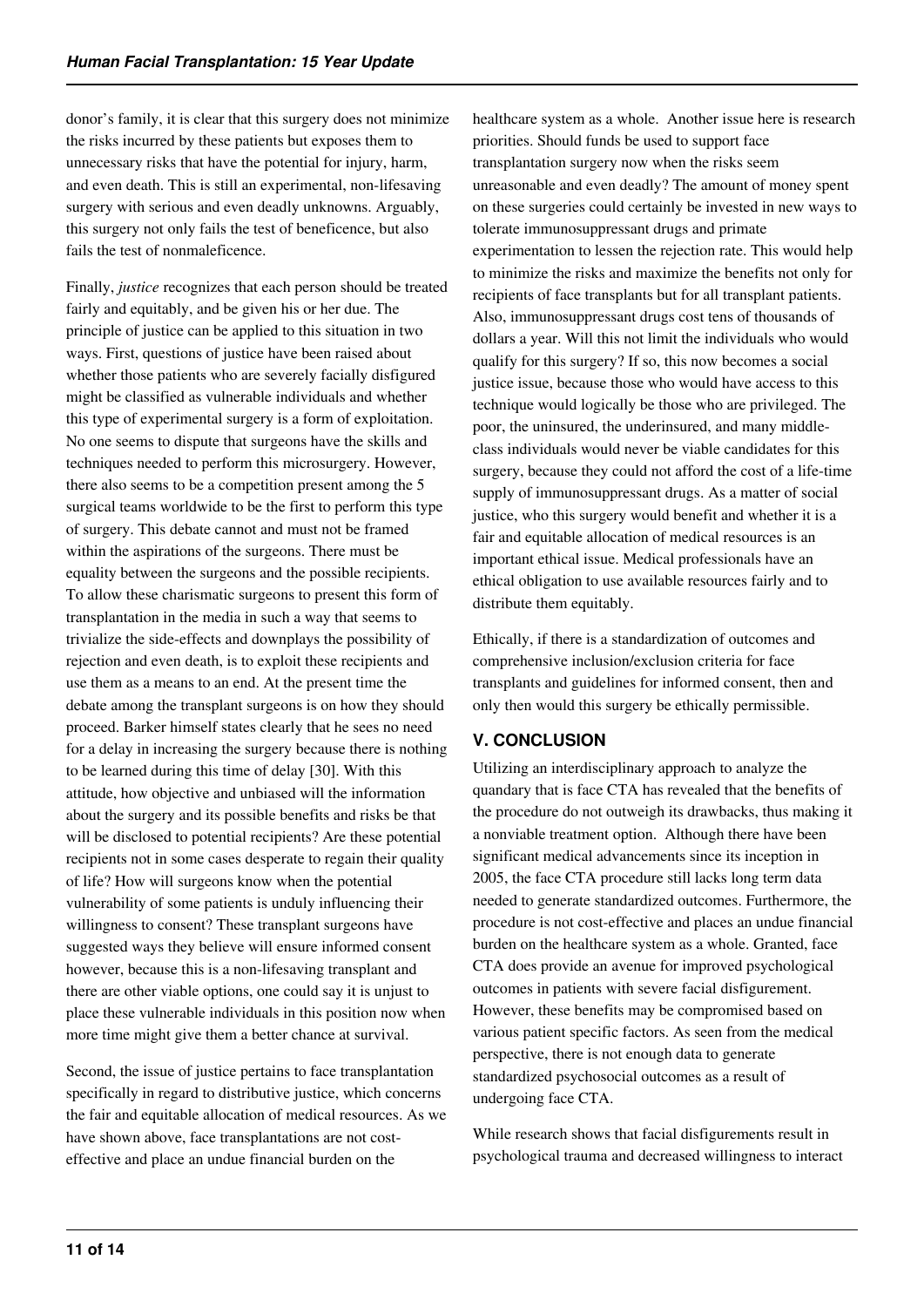donor's family, it is clear that this surgery does not minimize the risks incurred by these patients but exposes them to unnecessary risks that have the potential for injury, harm, and even death. This is still an experimental, non-lifesaving surgery with serious and even deadly unknowns. Arguably, this surgery not only fails the test of beneficence, but also fails the test of nonmaleficence.

Finally, *justice* recognizes that each person should be treated fairly and equitably, and be given his or her due. The principle of justice can be applied to this situation in two ways. First, questions of justice have been raised about whether those patients who are severely facially disfigured might be classified as vulnerable individuals and whether this type of experimental surgery is a form of exploitation. No one seems to dispute that surgeons have the skills and techniques needed to perform this microsurgery. However, there also seems to be a competition present among the 5 surgical teams worldwide to be the first to perform this type of surgery. This debate cannot and must not be framed within the aspirations of the surgeons. There must be equality between the surgeons and the possible recipients. To allow these charismatic surgeons to present this form of transplantation in the media in such a way that seems to trivialize the side-effects and downplays the possibility of rejection and even death, is to exploit these recipients and use them as a means to an end. At the present time the debate among the transplant surgeons is on how they should proceed. Barker himself states clearly that he sees no need for a delay in increasing the surgery because there is nothing to be learned during this time of delay [30]. With this attitude, how objective and unbiased will the information about the surgery and its possible benefits and risks be that will be disclosed to potential recipients? Are these potential recipients not in some cases desperate to regain their quality of life? How will surgeons know when the potential vulnerability of some patients is unduly influencing their willingness to consent? These transplant surgeons have suggested ways they believe will ensure informed consent however, because this is a non-lifesaving transplant and there are other viable options, one could say it is unjust to place these vulnerable individuals in this position now when more time might give them a better chance at survival.

Second, the issue of justice pertains to face transplantation specifically in regard to distributive justice, which concerns the fair and equitable allocation of medical resources. As we have shown above, face transplantations are not cost-effective and place an undue financial burden on the healthcare system as a whole. Another issue here is research priorities. Should funds be used to support face transplantation surgery now when the risks seem unreasonable and even deadly? The amount of money spent on these surgeries could certainly be invested in new ways to tolerate immunosuppressant drugs and primate experimentation to lessen the rejection rate. This would help to minimize the risks and maximize the benefits not only for recipients of face transplants but for all transplant patients. Also, immunosuppressant drugs cost tens of thousands of dollars a year. Will this not limit the individuals who would qualify for this surgery? If so, this now becomes a social justice issue, because those who would have access to this technique would logically be those who are privileged. The poor, the uninsured, the underinsured, and many middle-class individuals would never be viable candidates for this surgery, because they could not afford the cost of a life-time supply of immunosuppressant drugs. As a matter of social justice, who this surgery would benefit and whether it is a fair and equitable allocation of medical resources is an important ethical issue. Medical professionals have an ethical obligation to use available resources fairly and to distribute them equitably.

Ethically, if there is a standardization of outcomes and comprehensive inclusion/exclusion criteria for face transplants and guidelines for informed consent, then and only then would this surgery be ethically permissible.

## V. CONCLUSION

Utilizing an interdisciplinary approach to analyze the quandary that is face CTA has revealed that the benefits of the procedure do not outweigh its drawbacks, thus making it a nonviable treatment option. Although there have been significant medical advancements since its inception in 2005, the face CTA procedure still lacks long term data needed to generate standardized outcomes. Furthermore, the procedure is not cost-effective and places an undue financial burden on the healthcare system as a whole. Granted, face CTA does provide an avenue for improved psychological outcomes in patients with severe facial disfigurement. However, these benefits may be compromised based on various patient specific factors. As seen from the medical perspective, there is not enough data to generate standardized psychosocial outcomes as a result of undergoing face CTA.

While research shows that facial disfigurements result in psychological trauma and decreased willingness to interact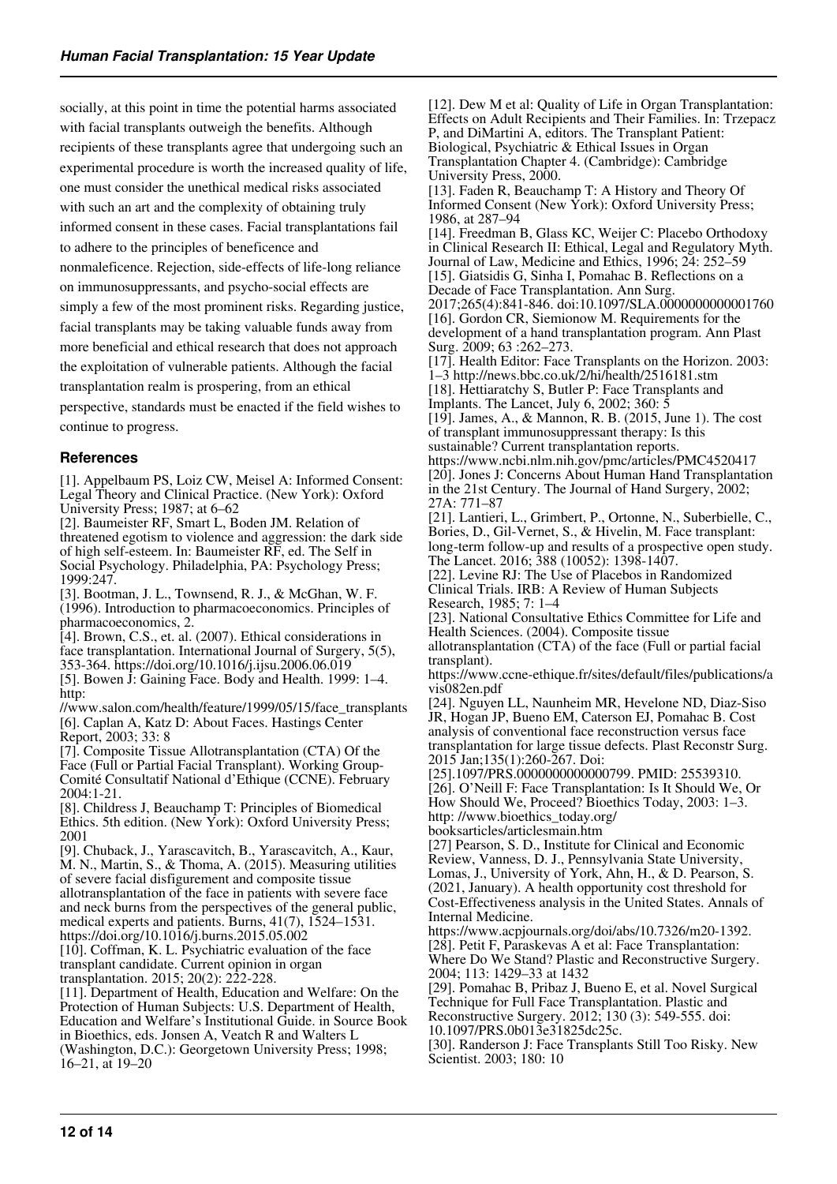socially, at this point in time the potential harms associated with facial transplants outweigh the benefits. Although recipients of these transplants agree that undergoing such an experimental procedure is worth the increased quality of life, one must consider the unethical medical risks associated with such an art and the complexity of obtaining truly informed consent in these cases. Facial transplantations fail to adhere to the principles of beneficence and nonmaleficence. Rejection, side-effects of life-long reliance on immunosuppressants, and psycho-social effects are simply a few of the most prominent risks. Regarding justice, facial transplants may be taking valuable funds away from more beneficial and ethical research that does not approach the exploitation of vulnerable patients. Although the facial transplantation realm is prospering, from an ethical perspective, standards must be enacted if the field wishes to continue to progress.

## References

[1]. Appelbaum PS, Loiz CW, Meisel A: Informed Consent: Legal Theory and Clinical Practice. (New York): Oxford University Press; 1987; at 6–62

[2]. Baumeister RF, Smart L, Boden JM. Relation of threatened egotism to violence and aggression: the dark side of high self-esteem. In: Baumeister RF, ed. The Self in Social Psychology. Philadelphia, PA: Psychology Press; 1999:247.

[3]. Bootman, J. L., Townsend, R. J., & McGhan, W. F. (1996). Introduction to pharmacoeconomics. Principles of pharmacoeconomics, 2.

[4]. Brown, C.S., et. al. (2007). Ethical considerations in face transplantation. International Journal of Surgery, 5(5), 353-364. https://doi.org/10.1016/j.ijsu.2006.06.019

[5]. Bowen J: Gaining Face. Body and Health. 1999: 1–4. http: //www.salon.com/health/feature/1999/05/15/face_transplants

[6]. Caplan A, Katz D: About Faces. Hastings Center Report, 2003; 33: 8

[7]. Composite Tissue Allotransplantation (CTA) Of the Face (Full or Partial Facial Transplant). Working Group-Comité Consultatif National d'Ethique (CCNE). February 2004:1-21.

[8]. Childress J, Beauchamp T: Principles of Biomedical Ethics. 5th edition. (New York): Oxford University Press; 2001

[9]. Chuback, J., Yarascavitch, B., Yarascavitch, A., Kaur, M. N., Martin, S., & Thoma, A. (2015). Measuring utilities of severe facial disfigurement and composite tissue allotransplantation of the face in patients with severe face and neck burns from the perspectives of the general public, medical experts and patients. Burns, 41(7), 1524–1531. https://doi.org/10.1016/j.burns.2015.05.002

[10]. Coffman, K. L. Psychiatric evaluation of the face transplant candidate. Current opinion in organ transplantation. 2015; 20(2): 222-228.

[11]. Department of Health, Education and Welfare: On the Protection of Human Subjects: U.S. Department of Health, Education and Welfare's Institutional Guide. in Source Book in Bioethics, eds. Jonsen A, Veatch R and Walters L (Washington, D.C.): Georgetown University Press; 1998; 16–21, at 19–20

[12]. Dew M et al: Quality of Life in Organ Transplantation: Effects on Adult Recipients and Their Families. In: Trzepacz P, and DiMartini A, editors. The Transplant Patient: Biological, Psychiatric & Ethical Issues in Organ Transplantation Chapter 4. (Cambridge): Cambridge University Press, 2000.

[13]. Faden R, Beauchamp T: A History and Theory Of Informed Consent (New York): Oxford University Press; 1986, at 287–94

[14]. Freedman B, Glass KC, Weijer C: Placebo Orthodoxy in Clinical Research II: Ethical, Legal and Regulatory Myth. Journal of Law, Medicine and Ethics, 1996; 24: 252–59

[15]. Giatsidis G, Sinha I, Pomahac B. Reflections on a Decade of Face Transplantation. Ann Surg. 2017;265(4):841-846. doi:10.1097/SLA.0000000000001760

[16]. Gordon CR, Siemionow M. Requirements for the development of a hand transplantation program. Ann Plast Surg. 2009; 63 :262–273.

[17]. Health Editor: Face Transplants on the Horizon. 2003: 1–3 http://news.bbc.co.uk/2/hi/health/2516181.stm

[18]. Hettiaratchy S, Butler P: Face Transplants and Implants. The Lancet, July 6, 2002; 360: 5

[19]. James, A., & Mannon, R. B. (2015, June 1). The cost of transplant immunosuppressant therapy: Is this sustainable? Current transplantation reports. https://www.ncbi.nlm.nih.gov/pmc/articles/PMC4520417

[20]. Jones J: Concerns About Human Hand Transplantation in the 21st Century. The Journal of Hand Surgery, 2002; 27A: 771–87

[21]. Lantieri, L., Grimbert, P., Ortonne, N., Suberbielle, C., Bories, D., Gil-Vernet, S., & Hivelin, M. Face transplant: long-term follow-up and results of a prospective open study. The Lancet. 2016; 388 (10052): 1398-1407.

[22]. Levine RJ: The Use of Placebos in Randomized Clinical Trials. IRB: A Review of Human Subjects Research, 1985; 7: 1–4

[23]. National Consultative Ethics Committee for Life and Health Sciences. (2004). Composite tissue allotransplantation (CTA) of the face (Full or partial facial transplant). https://www.ccne-ethique.fr/sites/default/files/publications/avis082en.pdf

[24]. Nguyen LL, Naunheim MR, Hevelone ND, Diaz-Siso JR, Hogan JP, Bueno EM, Caterson EJ, Pomahac B. Cost analysis of conventional face reconstruction versus face transplantation for large tissue defects. Plast Reconstr Surg. 2015 Jan;135(1):260-267. Doi:

[25].1097/PRS.0000000000000799. PMID: 25539310.

[26]. O'Neill F: Face Transplantation: Is It Should We, Or How Should We, Proceed? Bioethics Today, 2003: 1–3. http: //www.bioethics_today.org/booksarticles/articlesmain.htm

[27] Pearson, S. D., Institute for Clinical and Economic Review, Vanness, D. J., Pennsylvania State University, Lomas, J., University of York, Ahn, H., & D. Pearson, S. (2021, January). A health opportunity cost threshold for Cost-Effectiveness analysis in the United States. Annals of Internal Medicine. https://www.acpjournals.org/doi/abs/10.7326/m20-1392.

[28]. Petit F, Paraskevas A et al: Face Transplantation: Where Do We Stand? Plastic and Reconstructive Surgery. 2004; 113: 1429–33 at 1432

[29]. Pomahac B, Pribaz J, Bueno E, et al. Novel Surgical Technique for Full Face Transplantation. Plastic and Reconstructive Surgery. 2012; 130 (3): 549-555. doi: 10.1097/PRS.0b013e31825dc25c.

[30]. Randerson J: Face Transplants Still Too Risky. New Scientist. 2003; 180: 10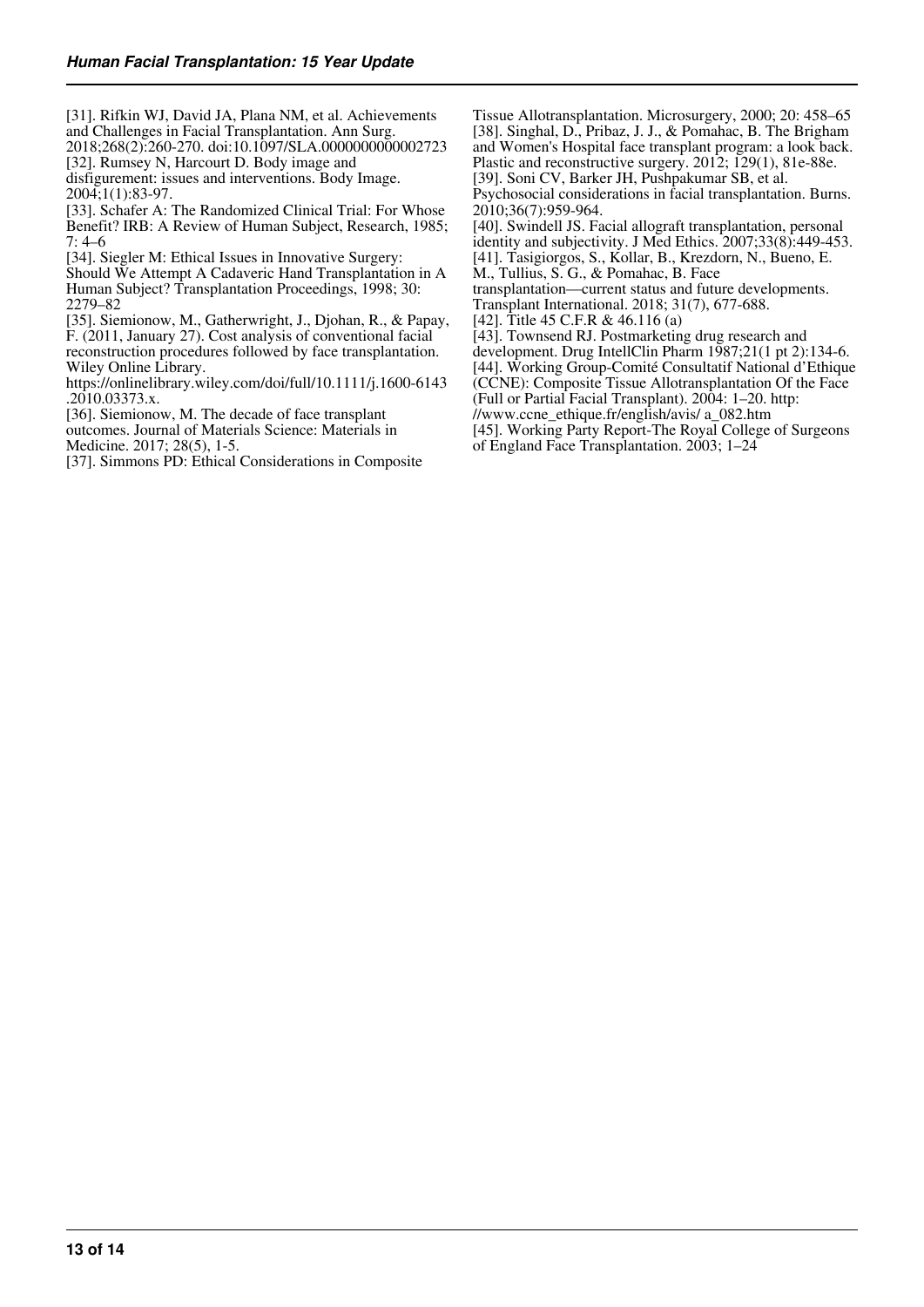[31]. Rifkin WJ, David JA, Plana NM, et al. Achievements and Challenges in Facial Transplantation. Ann Surg. 2018;268(2):260-270. doi:10.1097/SLA.0000000000002723

[32]. Rumsey N, Harcourt D. Body image and disfigurement: issues and interventions. Body Image. 2004;1(1):83-97.

[33]. Schafer A: The Randomized Clinical Trial: For Whose Benefit? IRB: A Review of Human Subject, Research, 1985; 7: 4–6

[34]. Siegler M: Ethical Issues in Innovative Surgery: Should We Attempt A Cadaveric Hand Transplantation in A Human Subject? Transplantation Proceedings, 1998; 30: 2279–82

[35]. Siemionow, M., Gatherwright, J., Djohan, R., & Papay, F. (2011, January 27). Cost analysis of conventional facial reconstruction procedures followed by face transplantation. Wiley Online Library. https://onlinelibrary.wiley.com/doi/full/10.1111/j.1600-6143.2010.03373.x.

[36]. Siemionow, M. The decade of face transplant outcomes. Journal of Materials Science: Materials in Medicine. 2017; 28(5), 1-5.

[37]. Simmons PD: Ethical Considerations in Composite Tissue Allotransplantation. Microsurgery, 2000; 20: 458–65

[38]. Singhal, D., Pribaz, J. J., & Pomahac, B. The Brigham and Women's Hospital face transplant program: a look back. Plastic and reconstructive surgery. 2012; 129(1), 81e-88e.

[39]. Soni CV, Barker JH, Pushpakumar SB, et al. Psychosocial considerations in facial transplantation. Burns. 2010;36(7):959-964.

[40]. Swindell JS. Facial allograft transplantation, personal identity and subjectivity. J Med Ethics. 2007;33(8):449-453.

[41]. Tasigiorgos, S., Kollar, B., Krezdorn, N., Bueno, E. M., Tullius, S. G., & Pomahac, B. Face transplantation—current status and future developments. Transplant International. 2018; 31(7), 677-688.

[42]. Title 45 C.F.R & 46.116 (a)

[43]. Townsend RJ. Postmarketing drug research and development. Drug IntellClin Pharm 1987;21(1 pt 2):134-6.

[44]. Working Group-Comité Consultatif National d'Ethique (CCNE): Composite Tissue Allotransplantation Of the Face (Full or Partial Facial Transplant). 2004: 1–20. http://www.ccne_ethique.fr/english/avis/ a_082.htm

[45]. Working Party Report-The Royal College of Surgeons of England Face Transplantation. 2003; 1–24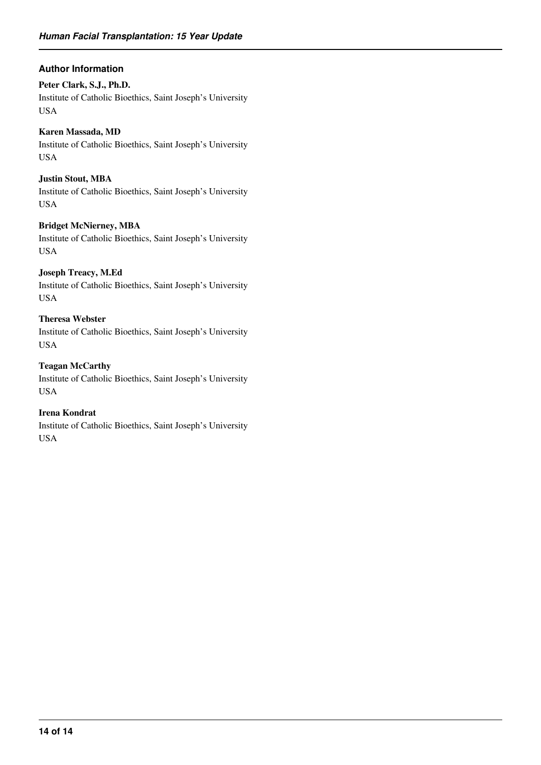## Author Information

**Peter Clark, S.J., Ph.D.**
Institute of Catholic Bioethics, Saint Joseph's University
USA

**Karen Massada, MD**
Institute of Catholic Bioethics, Saint Joseph's University
USA

**Justin Stout, MBA**
Institute of Catholic Bioethics, Saint Joseph's University
USA

**Bridget McNierney, MBA**
Institute of Catholic Bioethics, Saint Joseph's University
USA

**Joseph Treacy, M.Ed**
Institute of Catholic Bioethics, Saint Joseph's University
USA

**Theresa Webster**
Institute of Catholic Bioethics, Saint Joseph's University
USA

**Teagan McCarthy**
Institute of Catholic Bioethics, Saint Joseph's University
USA

**Irena Kondrat**
Institute of Catholic Bioethics, Saint Joseph's University
USA